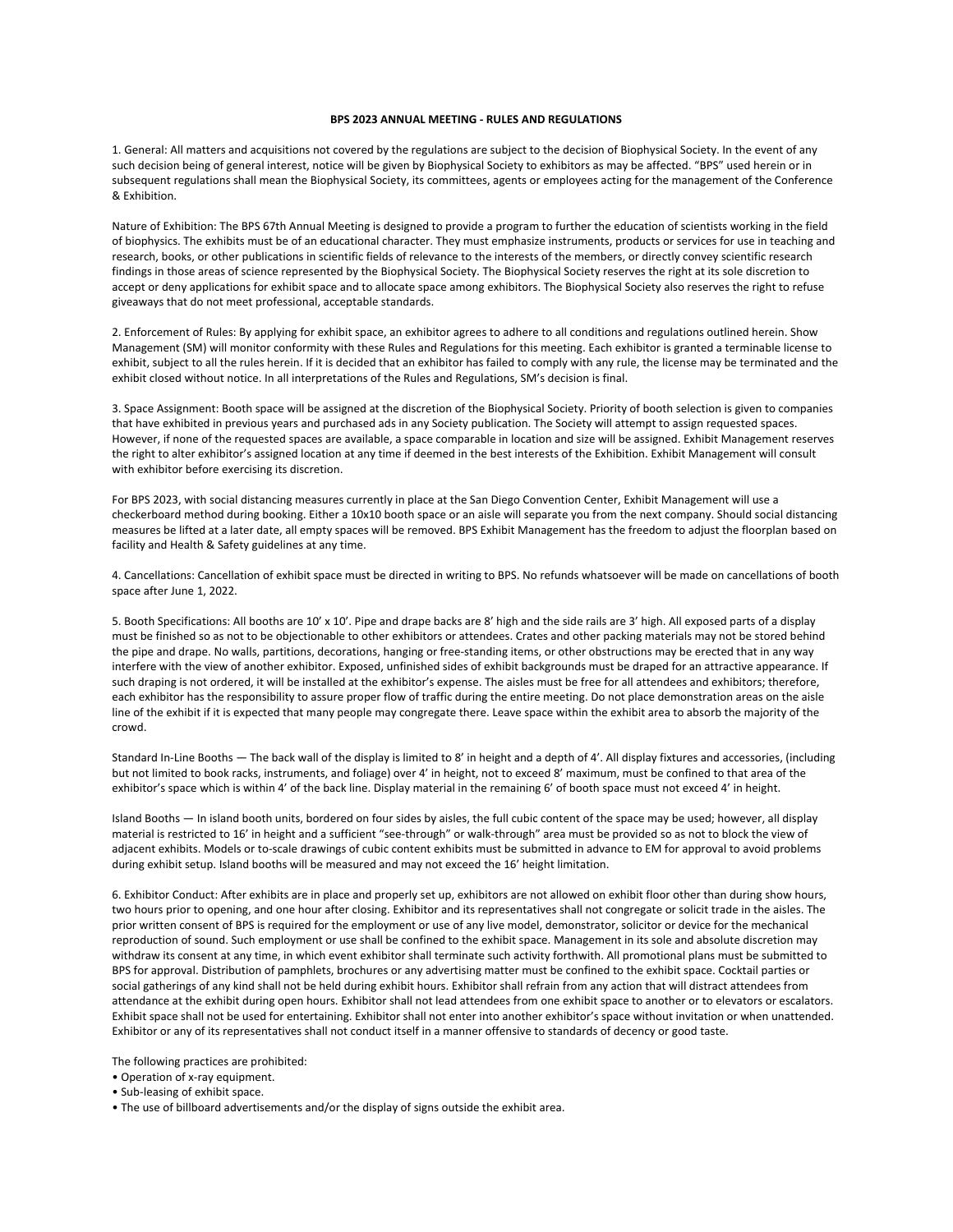# BPS 2023 ANNUAL MEETING - RULES AND REGULATIONS

1. General: All matters and acquisitions not covered by the regulations are subject to the decision of Biophysical Society. In the event of any such decision being of general interest, notice will be given by Biophysical Society to exhibitors as may be affected. "BPS" used herein or in subsequent regulations shall mean the Biophysical Society, its committees, agents or employees acting for the management of the Conference & Exhibition.

Nature of Exhibition: The BPS 67th Annual Meeting is designed to provide a program to further the education of scientists working in the field of biophysics. The exhibits must be of an educational character. They must emphasize instruments, products or services for use in teaching and research, books, or other publications in scientific fields of relevance to the interests of the members, or directly convey scientific research findings in those areas of science represented by the Biophysical Society. The Biophysical Society reserves the right at its sole discretion to accept or deny applications for exhibit space and to allocate space among exhibitors. The Biophysical Society also reserves the right to refuse giveaways that do not meet professional, acceptable standards.

2. Enforcement of Rules: By applying for exhibit space, an exhibitor agrees to adhere to all conditions and regulations outlined herein. Show Management (SM) will monitor conformity with these Rules and Regulations for this meeting. Each exhibitor is granted a terminable license to exhibit, subject to all the rules herein. If it is decided that an exhibitor has failed to comply with any rule, the license may be terminated and the exhibit closed without notice. In all interpretations of the Rules and Regulations, SM's decision is final.

3. Space Assignment: Booth space will be assigned at the discretion of the Biophysical Society. Priority of booth selection is given to companies that have exhibited in previous years and purchased ads in any Society publication. The Society will attempt to assign requested spaces. However, if none of the requested spaces are available, a space comparable in location and size will be assigned. Exhibit Management reserves the right to alter exhibitor's assigned location at any time if deemed in the best interests of the Exhibition. Exhibit Management will consult with exhibitor before exercising its discretion.

For BPS 2023, with social distancing measures currently in place at the San Diego Convention Center, Exhibit Management will use a checkerboard method during booking. Either a 10x10 booth space or an aisle will separate you from the next company. Should social distancing measures be lifted at a later date, all empty spaces will be removed. BPS Exhibit Management has the freedom to adjust the floorplan based on facility and Health & Safety guidelines at any time.

4. Cancellations: Cancellation of exhibit space must be directed in writing to BPS. No refunds whatsoever will be made on cancellations of booth space after June 1, 2022.

5. Booth Specifications: All booths are 10' x 10'. Pipe and drape backs are 8' high and the side rails are 3' high. All exposed parts of a display must be finished so as not to be objectionable to other exhibitors or attendees. Crates and other packing materials may not be stored behind the pipe and drape. No walls, partitions, decorations, hanging or free-standing items, or other obstructions may be erected that in any way interfere with the view of another exhibitor. Exposed, unfinished sides of exhibit backgrounds must be draped for an attractive appearance. If such draping is not ordered, it will be installed at the exhibitor's expense. The aisles must be free for all attendees and exhibitors; therefore, each exhibitor has the responsibility to assure proper flow of traffic during the entire meeting. Do not place demonstration areas on the aisle line of the exhibit if it is expected that many people may congregate there. Leave space within the exhibit area to absorb the majority of the crowd.

Standard In-Line Booths — The back wall of the display is limited to 8' in height and a depth of 4'. All display fixtures and accessories, (including but not limited to book racks, instruments, and foliage) over 4' in height, not to exceed 8' maximum, must be confined to that area of the exhibitor's space which is within 4' of the back line. Display material in the remaining 6' of booth space must not exceed 4' in height.

Island Booths — In island booth units, bordered on four sides by aisles, the full cubic content of the space may be used; however, all display material is restricted to 16' in height and a sufficient "see-through" or walk-through" area must be provided so as not to block the view of adjacent exhibits. Models or to-scale drawings of cubic content exhibits must be submitted in advance to EM for approval to avoid problems during exhibit setup. Island booths will be measured and may not exceed the 16' height limitation.

6. Exhibitor Conduct: After exhibits are in place and properly set up, exhibitors are not allowed on exhibit floor other than during show hours, two hours prior to opening, and one hour after closing. Exhibitor and its representatives shall not congregate or solicit trade in the aisles. The prior written consent of BPS is required for the employment or use of any live model, demonstrator, solicitor or device for the mechanical reproduction of sound. Such employment or use shall be confined to the exhibit space. Management in its sole and absolute discretion may withdraw its consent at any time, in which event exhibitor shall terminate such activity forthwith. All promotional plans must be submitted to BPS for approval. Distribution of pamphlets, brochures or any advertising matter must be confined to the exhibit space. Cocktail parties or social gatherings of any kind shall not be held during exhibit hours. Exhibitor shall refrain from any action that will distract attendees from attendance at the exhibit during open hours. Exhibitor shall not lead attendees from one exhibit space to another or to elevators or escalators. Exhibit space shall not be used for entertaining. Exhibitor shall not enter into another exhibitor's space without invitation or when unattended. Exhibitor or any of its representatives shall not conduct itself in a manner offensive to standards of decency or good taste.

The following practices are prohibited:

- Operation of x-ray equipment.
- Sub-leasing of exhibit space.
- The use of billboard advertisements and/or the display of signs outside the exhibit area.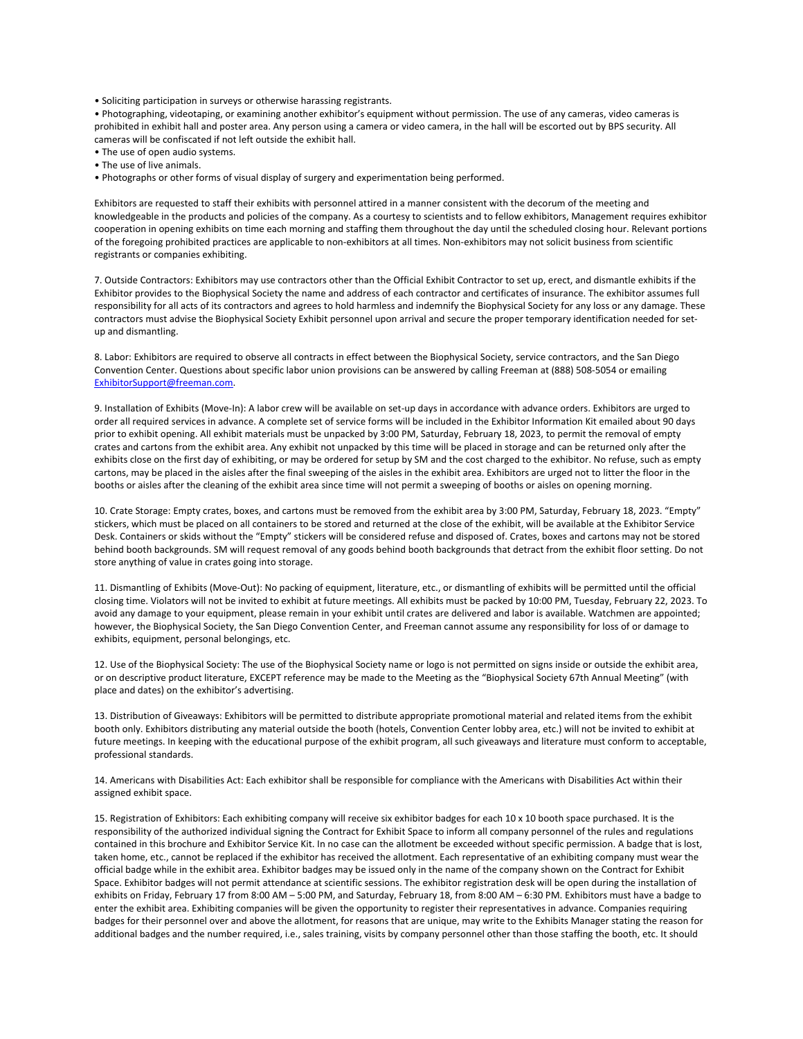- Soliciting participation in surveys or otherwise harassing registrants.
- Photographing, videotaping, or examining another exhibitor's equipment without permission. The use of any cameras, video cameras is prohibited in exhibit hall and poster area. Any person using a camera or video camera, in the hall will be escorted out by BPS security. All cameras will be confiscated if not left outside the exhibit hall.
- The use of open audio systems.
- The use of live animals.
- Photographs or other forms of visual display of surgery and experimentation being performed.

Exhibitors are requested to staff their exhibits with personnel attired in a manner consistent with the decorum of the meeting and knowledgeable in the products and policies of the company. As a courtesy to scientists and to fellow exhibitors, Management requires exhibitor cooperation in opening exhibits on time each morning and staffing them throughout the day until the scheduled closing hour. Relevant portions of the foregoing prohibited practices are applicable to non-exhibitors at all times. Non-exhibitors may not solicit business from scientific registrants or companies exhibiting.

7. Outside Contractors: Exhibitors may use contractors other than the Official Exhibit Contractor to set up, erect, and dismantle exhibits if the Exhibitor provides to the Biophysical Society the name and address of each contractor and certificates of insurance. The exhibitor assumes full responsibility for all acts of its contractors and agrees to hold harmless and indemnify the Biophysical Society for any loss or any damage. These contractors must advise the Biophysical Society Exhibit personnel upon arrival and secure the proper temporary identification needed for set-up and dismantling.

8. Labor: Exhibitors are required to observe all contracts in effect between the Biophysical Society, service contractors, and the San Diego Convention Center. Questions about specific labor union provisions can be answered by calling Freeman at (888) 508-5054 or emailing ExhibitorSupport@freeman.com.

9. Installation of Exhibits (Move-In): A labor crew will be available on set-up days in accordance with advance orders. Exhibitors are urged to order all required services in advance. A complete set of service forms will be included in the Exhibitor Information Kit emailed about 90 days prior to exhibit opening. All exhibit materials must be unpacked by 3:00 PM, Saturday, February 18, 2023, to permit the removal of empty crates and cartons from the exhibit area. Any exhibit not unpacked by this time will be placed in storage and can be returned only after the exhibits close on the first day of exhibiting, or may be ordered for setup by SM and the cost charged to the exhibitor. No refuse, such as empty cartons, may be placed in the aisles after the final sweeping of the aisles in the exhibit area. Exhibitors are urged not to litter the floor in the booths or aisles after the cleaning of the exhibit area since time will not permit a sweeping of booths or aisles on opening morning.

10. Crate Storage: Empty crates, boxes, and cartons must be removed from the exhibit area by 3:00 PM, Saturday, February 18, 2023. "Empty" stickers, which must be placed on all containers to be stored and returned at the close of the exhibit, will be available at the Exhibitor Service Desk. Containers or skids without the "Empty" stickers will be considered refuse and disposed of. Crates, boxes and cartons may not be stored behind booth backgrounds. SM will request removal of any goods behind booth backgrounds that detract from the exhibit floor setting. Do not store anything of value in crates going into storage.

11. Dismantling of Exhibits (Move-Out): No packing of equipment, literature, etc., or dismantling of exhibits will be permitted until the official closing time. Violators will not be invited to exhibit at future meetings. All exhibits must be packed by 10:00 PM, Tuesday, February 22, 2023. To avoid any damage to your equipment, please remain in your exhibit until crates are delivered and labor is available. Watchmen are appointed; however, the Biophysical Society, the San Diego Convention Center, and Freeman cannot assume any responsibility for loss of or damage to exhibits, equipment, personal belongings, etc.

12. Use of the Biophysical Society: The use of the Biophysical Society name or logo is not permitted on signs inside or outside the exhibit area, or on descriptive product literature, EXCEPT reference may be made to the Meeting as the "Biophysical Society 67th Annual Meeting" (with place and dates) on the exhibitor's advertising.

13. Distribution of Giveaways: Exhibitors will be permitted to distribute appropriate promotional material and related items from the exhibit booth only. Exhibitors distributing any material outside the booth (hotels, Convention Center lobby area, etc.) will not be invited to exhibit at future meetings. In keeping with the educational purpose of the exhibit program, all such giveaways and literature must conform to acceptable, professional standards.

14. Americans with Disabilities Act: Each exhibitor shall be responsible for compliance with the Americans with Disabilities Act within their assigned exhibit space.

15. Registration of Exhibitors: Each exhibiting company will receive six exhibitor badges for each 10 x 10 booth space purchased. It is the responsibility of the authorized individual signing the Contract for Exhibit Space to inform all company personnel of the rules and regulations contained in this brochure and Exhibitor Service Kit. In no case can the allotment be exceeded without specific permission. A badge that is lost, taken home, etc., cannot be replaced if the exhibitor has received the allotment. Each representative of an exhibiting company must wear the official badge while in the exhibit area. Exhibitor badges may be issued only in the name of the company shown on the Contract for Exhibit Space. Exhibitor badges will not permit attendance at scientific sessions. The exhibitor registration desk will be open during the installation of exhibits on Friday, February 17 from 8:00 AM – 5:00 PM, and Saturday, February 18, from 8:00 AM – 6:30 PM. Exhibitors must have a badge to enter the exhibit area. Exhibiting companies will be given the opportunity to register their representatives in advance. Companies requiring badges for their personnel over and above the allotment, for reasons that are unique, may write to the Exhibits Manager stating the reason for additional badges and the number required, i.e., sales training, visits by company personnel other than those staffing the booth, etc. It should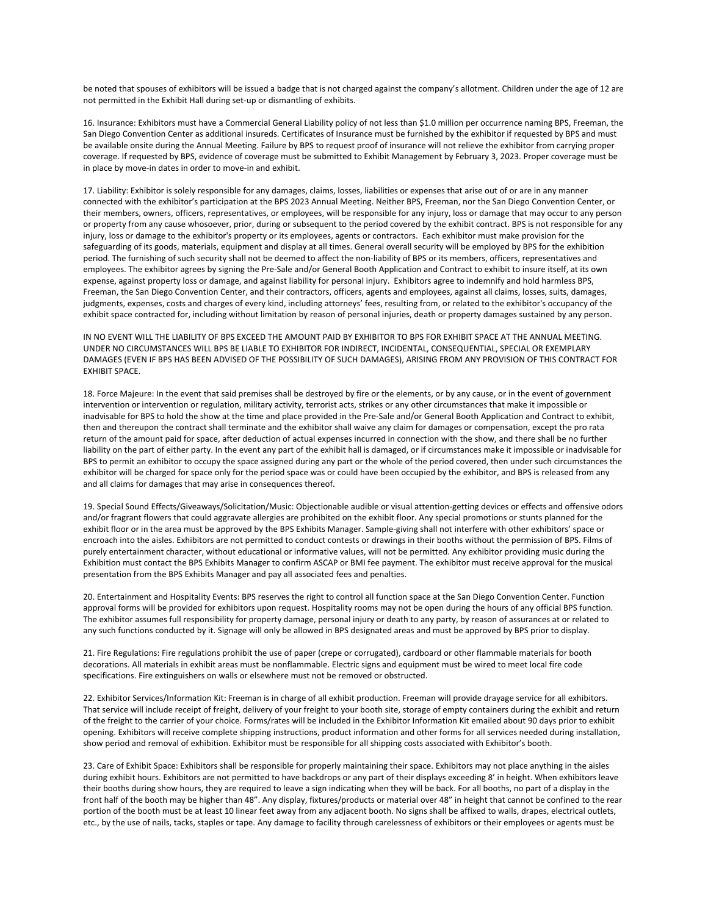be noted that spouses of exhibitors will be issued a badge that is not charged against the company's allotment. Children under the age of 12 are not permitted in the Exhibit Hall during set-up or dismantling of exhibits.

16. Insurance: Exhibitors must have a Commercial General Liability policy of not less than $1.0 million per occurrence naming BPS, Freeman, the San Diego Convention Center as additional insureds. Certificates of Insurance must be furnished by the exhibitor if requested by BPS and must be available onsite during the Annual Meeting. Failure by BPS to request proof of insurance will not relieve the exhibitor from carrying proper coverage. If requested by BPS, evidence of coverage must be submitted to Exhibit Management by February 3, 2023. Proper coverage must be in place by move-in dates in order to move-in and exhibit.

17. Liability: Exhibitor is solely responsible for any damages, claims, losses, liabilities or expenses that arise out of or are in any manner connected with the exhibitor's participation at the BPS 2023 Annual Meeting. Neither BPS, Freeman, nor the San Diego Convention Center, or their members, owners, officers, representatives, or employees, will be responsible for any injury, loss or damage that may occur to any person or property from any cause whosoever, prior, during or subsequent to the period covered by the exhibit contract. BPS is not responsible for any injury, loss or damage to the exhibitor's property or its employees, agents or contractors. Each exhibitor must make provision for the safeguarding of its goods, materials, equipment and display at all times. General overall security will be employed by BPS for the exhibition period. The furnishing of such security shall not be deemed to affect the non-liability of BPS or its members, officers, representatives and employees. The exhibitor agrees by signing the Pre-Sale and/or General Booth Application and Contract to exhibit to insure itself, at its own expense, against property loss or damage, and against liability for personal injury. Exhibitors agree to indemnify and hold harmless BPS, Freeman, the San Diego Convention Center, and their contractors, officers, agents and employees, against all claims, losses, suits, damages, judgments, expenses, costs and charges of every kind, including attorneys' fees, resulting from, or related to the exhibitor's occupancy of the exhibit space contracted for, including without limitation by reason of personal injuries, death or property damages sustained by any person.

IN NO EVENT WILL THE LIABILITY OF BPS EXCEED THE AMOUNT PAID BY EXHIBITOR TO BPS FOR EXHIBIT SPACE AT THE ANNUAL MEETING. UNDER NO CIRCUMSTANCES WILL BPS BE LIABLE TO EXHIBITOR FOR INDIRECT, INCIDENTAL, CONSEQUENTIAL, SPECIAL OR EXEMPLARY DAMAGES (EVEN IF BPS HAS BEEN ADVISED OF THE POSSIBILITY OF SUCH DAMAGES), ARISING FROM ANY PROVISION OF THIS CONTRACT FOR EXHIBIT SPACE.

18. Force Majeure: In the event that said premises shall be destroyed by fire or the elements, or by any cause, or in the event of government intervention or intervention or regulation, military activity, terrorist acts, strikes or any other circumstances that make it impossible or inadvisable for BPS to hold the show at the time and place provided in the Pre-Sale and/or General Booth Application and Contract to exhibit, then and thereupon the contract shall terminate and the exhibitor shall waive any claim for damages or compensation, except the pro rata return of the amount paid for space, after deduction of actual expenses incurred in connection with the show, and there shall be no further liability on the part of either party. In the event any part of the exhibit hall is damaged, or if circumstances make it impossible or inadvisable for BPS to permit an exhibitor to occupy the space assigned during any part or the whole of the period covered, then under such circumstances the exhibitor will be charged for space only for the period space was or could have been occupied by the exhibitor, and BPS is released from any and all claims for damages that may arise in consequences thereof.

19. Special Sound Effects/Giveaways/Solicitation/Music: Objectionable audible or visual attention-getting devices or effects and offensive odors and/or fragrant flowers that could aggravate allergies are prohibited on the exhibit floor. Any special promotions or stunts planned for the exhibit floor or in the area must be approved by the BPS Exhibits Manager. Sample-giving shall not interfere with other exhibitors' space or encroach into the aisles. Exhibitors are not permitted to conduct contests or drawings in their booths without the permission of BPS. Films of purely entertainment character, without educational or informative values, will not be permitted. Any exhibitor providing music during the Exhibition must contact the BPS Exhibits Manager to confirm ASCAP or BMI fee payment. The exhibitor must receive approval for the musical presentation from the BPS Exhibits Manager and pay all associated fees and penalties.

20. Entertainment and Hospitality Events: BPS reserves the right to control all function space at the San Diego Convention Center. Function approval forms will be provided for exhibitors upon request. Hospitality rooms may not be open during the hours of any official BPS function. The exhibitor assumes full responsibility for property damage, personal injury or death to any party, by reason of assurances at or related to any such functions conducted by it. Signage will only be allowed in BPS designated areas and must be approved by BPS prior to display.

21. Fire Regulations: Fire regulations prohibit the use of paper (crepe or corrugated), cardboard or other flammable materials for booth decorations. All materials in exhibit areas must be nonflammable. Electric signs and equipment must be wired to meet local fire code specifications. Fire extinguishers on walls or elsewhere must not be removed or obstructed.

22. Exhibitor Services/Information Kit: Freeman is in charge of all exhibit production. Freeman will provide drayage service for all exhibitors. That service will include receipt of freight, delivery of your freight to your booth site, storage of empty containers during the exhibit and return of the freight to the carrier of your choice. Forms/rates will be included in the Exhibitor Information Kit emailed about 90 days prior to exhibit opening. Exhibitors will receive complete shipping instructions, product information and other forms for all services needed during installation, show period and removal of exhibition. Exhibitor must be responsible for all shipping costs associated with Exhibitor's booth.

23. Care of Exhibit Space: Exhibitors shall be responsible for properly maintaining their space. Exhibitors may not place anything in the aisles during exhibit hours. Exhibitors are not permitted to have backdrops or any part of their displays exceeding 8' in height. When exhibitors leave their booths during show hours, they are required to leave a sign indicating when they will be back. For all booths, no part of a display in the front half of the booth may be higher than 48". Any display, fixtures/products or material over 48" in height that cannot be confined to the rear portion of the booth must be at least 10 linear feet away from any adjacent booth. No signs shall be affixed to walls, drapes, electrical outlets, etc., by the use of nails, tacks, staples or tape. Any damage to facility through carelessness of exhibitors or their employees or agents must be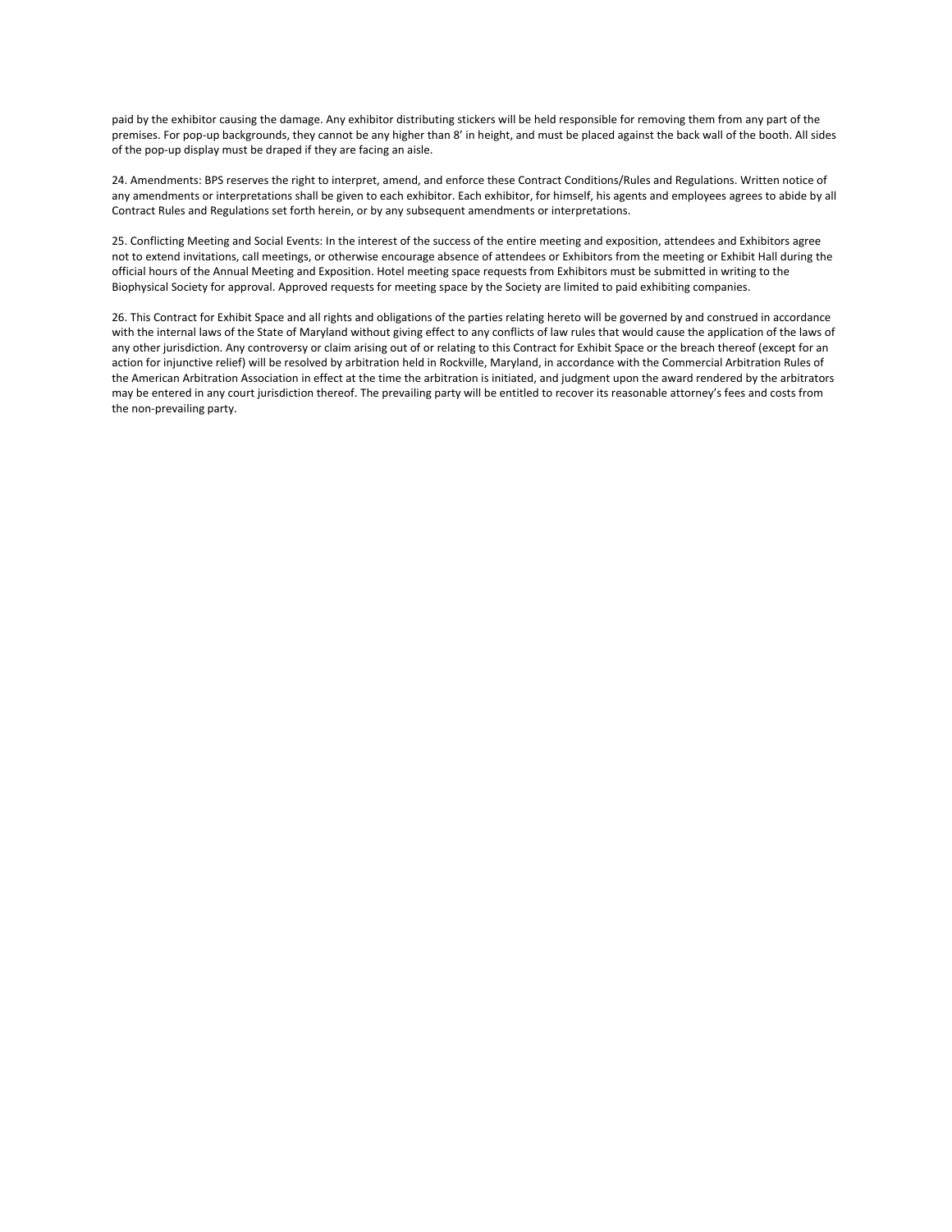paid by the exhibitor causing the damage. Any exhibitor distributing stickers will be held responsible for removing them from any part of the premises. For pop-up backgrounds, they cannot be any higher than 8' in height, and must be placed against the back wall of the booth. All sides of the pop-up display must be draped if they are facing an aisle.

24. Amendments: BPS reserves the right to interpret, amend, and enforce these Contract Conditions/Rules and Regulations. Written notice of any amendments or interpretations shall be given to each exhibitor. Each exhibitor, for himself, his agents and employees agrees to abide by all Contract Rules and Regulations set forth herein, or by any subsequent amendments or interpretations.

25. Conflicting Meeting and Social Events: In the interest of the success of the entire meeting and exposition, attendees and Exhibitors agree not to extend invitations, call meetings, or otherwise encourage absence of attendees or Exhibitors from the meeting or Exhibit Hall during the official hours of the Annual Meeting and Exposition. Hotel meeting space requests from Exhibitors must be submitted in writing to the Biophysical Society for approval. Approved requests for meeting space by the Society are limited to paid exhibiting companies.

26. This Contract for Exhibit Space and all rights and obligations of the parties relating hereto will be governed by and construed in accordance with the internal laws of the State of Maryland without giving effect to any conflicts of law rules that would cause the application of the laws of any other jurisdiction. Any controversy or claim arising out of or relating to this Contract for Exhibit Space or the breach thereof (except for an action for injunctive relief) will be resolved by arbitration held in Rockville, Maryland, in accordance with the Commercial Arbitration Rules of the American Arbitration Association in effect at the time the arbitration is initiated, and judgment upon the award rendered by the arbitrators may be entered in any court jurisdiction thereof. The prevailing party will be entitled to recover its reasonable attorney's fees and costs from the non-prevailing party.